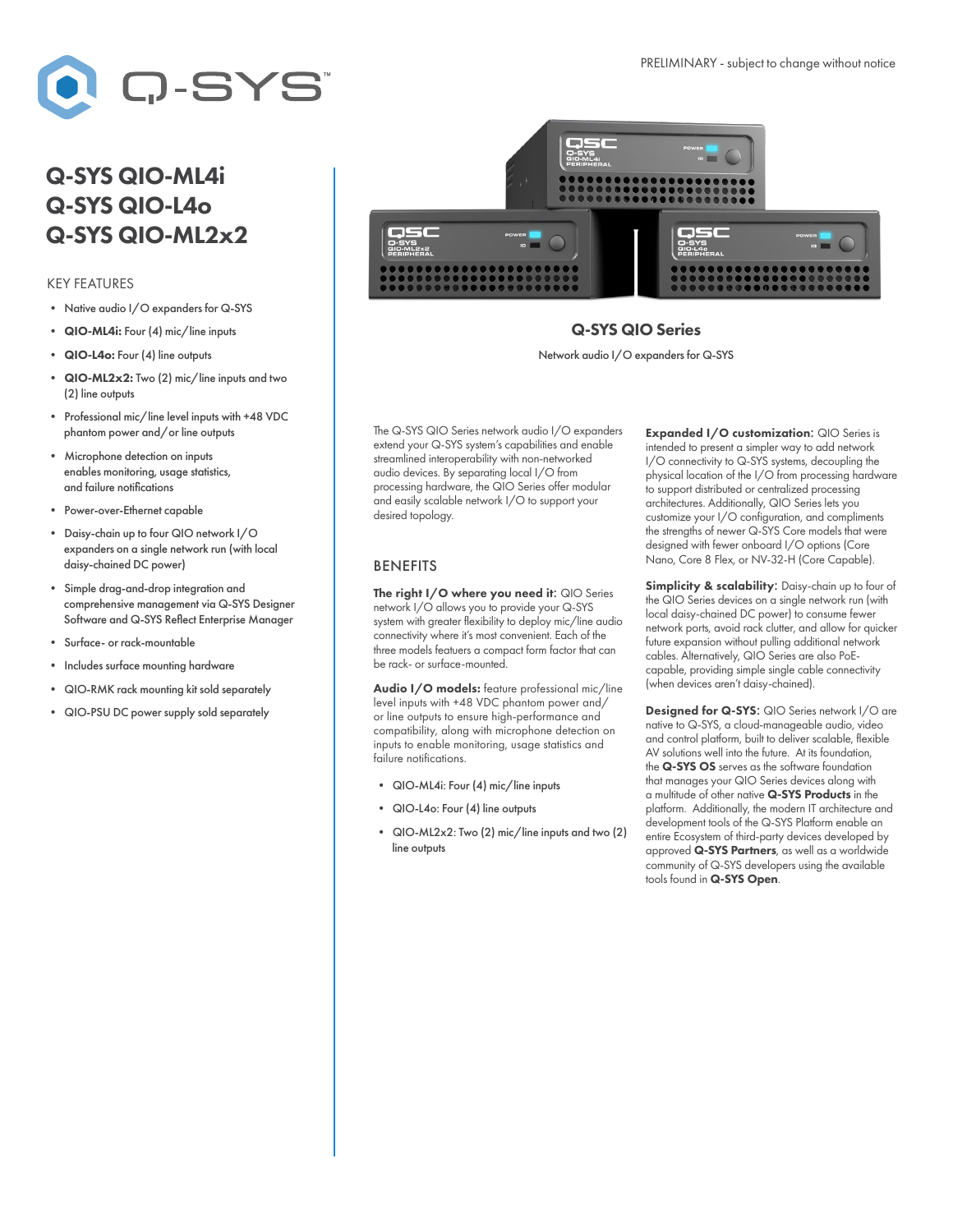PRELIMINARY - subject to change without notice

# Q-SYS QIO-ML4i
# Q-SYS QIO-L4o
# Q-SYS QIO-ML2x2

## KEY FEATURES

- Native audio I/O expanders for Q-SYS
- **QIO-ML4i:** Four (4) mic/line inputs
- **QIO-L4o:** Four (4) line outputs
- **QIO-ML2x2:** Two (2) mic/line inputs and two (2) line outputs
- Professional mic/line level inputs with +48 VDC phantom power and/or line outputs
- Microphone detection on inputs enables monitoring, usage statistics, and failure notifications
- Power-over-Ethernet capable
- Daisy-chain up to four QIO network I/O expanders on a single network run (with local daisy-chained DC power)
- Simple drag-and-drop integration and comprehensive management via Q-SYS Designer Software and Q-SYS Reflect Enterprise Manager
- Surface- or rack-mountable
- Includes surface mounting hardware
- QIO-RMK rack mounting kit sold separately
- QIO-PSU DC power supply sold separately

**Q-SYS QIO Series**

Network audio I/O expanders for Q-SYS

The Q-SYS QIO Series network audio I/O expanders extend your Q-SYS system's capabilities and enable streamlined interoperability with non-networked audio devices. By separating local I/O from processing hardware, the QIO Series offer modular and easily scalable network I/O to support your desired topology.

## BENEFITS

**The right I/O where you need it:** QIO Series network I/O allows you to provide your Q-SYS system with greater flexibility to deploy mic/line audio connectivity where it's most convenient. Each of the three models featuers a compact form factor that can be rack- or surface-mounted.

**Audio I/O models:** feature professional mic/line level inputs with +48 VDC phantom power and/or line outputs to ensure high-performance and compatibility, along with microphone detection on inputs to enable monitoring, usage statistics and failure notifications.

- QIO-ML4i: Four (4) mic/line inputs
- QIO-L4o: Four (4) line outputs
- QIO-ML2x2: Two (2) mic/line inputs and two (2) line outputs

**Expanded I/O customization:** QIO Series is intended to present a simpler way to add network I/O connectivity to Q-SYS systems, decoupling the physical location of the I/O from processing hardware to support distributed or centralized processing architectures. Additionally, QIO Series lets you customize your I/O configuration, and compliments the strengths of newer Q-SYS Core models that were designed with fewer onboard I/O options (Core Nano, Core 8 Flex, or NV-32-H (Core Capable).

**Simplicity & scalability:** Daisy-chain up to four of the QIO Series devices on a single network run (with local daisy-chained DC power) to consume fewer network ports, avoid rack clutter, and allow for quicker future expansion without pulling additional network cables. Alternatively, QIO Series are also PoE-capable, providing simple single cable connectivity (when devices aren't daisy-chained).

**Designed for Q-SYS:** QIO Series network I/O are native to Q-SYS, a cloud-manageable audio, video and control platform, built to deliver scalable, flexible AV solutions well into the future. At its foundation, the **Q-SYS OS** serves as the software foundation that manages your QIO Series devices along with a multitude of other native **Q-SYS Products** in the platform. Additionally, the modern IT architecture and development tools of the Q-SYS Platform enable an entire Ecosystem of third-party devices developed by approved **Q-SYS Partners**, as well as a worldwide community of Q-SYS developers using the available tools found in **Q-SYS Open**.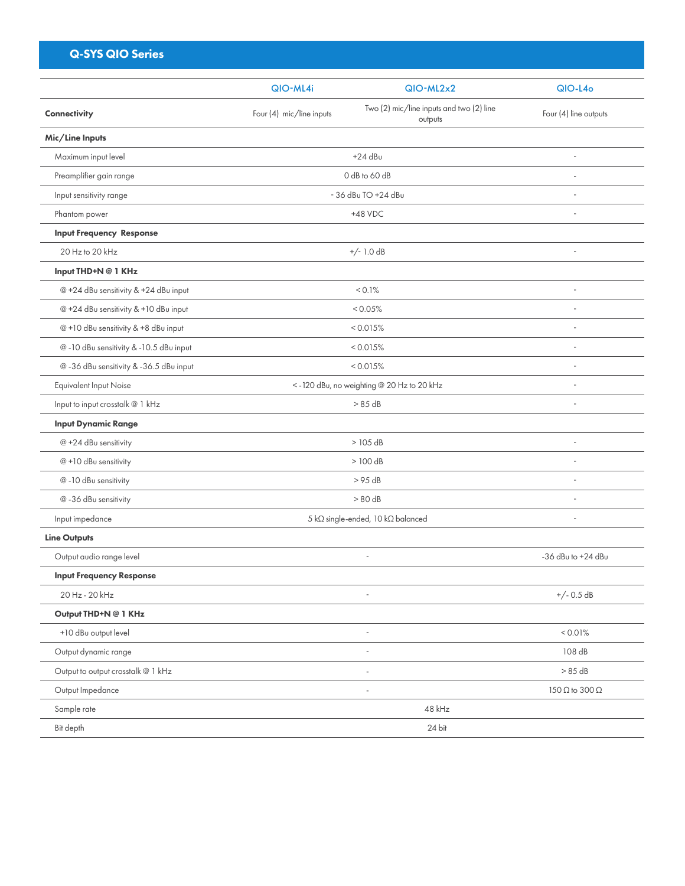## Q-SYS QIO Series

| | QIO-ML4i | QIO-ML2x2 | QIO-L4o |
|---|---|---|---|
| **Connectivity** | Four (4) mic/line inputs | Two (2) mic/line inputs and two (2) line outputs | Four (4) line outputs |
| **Mic/Line Inputs** | | | |
| Maximum input level | +24 dBu | | - |
| Preamplifier gain range | 0 dB to 60 dB | | - |
| Input sensitivity range | - 36 dBu TO +24 dBu | | - |
| Phantom power | +48 VDC | | - |
| **Input Frequency Response** | | | |
| 20 Hz to 20 kHz | +/- 1.0 dB | | - |
| **Input THD+N @ 1 KHz** | | | |
| @ +24 dBu sensitivity & +24 dBu input | < 0.1% | | - |
| @ +24 dBu sensitivity & +10 dBu input | < 0.05% | | - |
| @ +10 dBu sensitivity & +8 dBu input | < 0.015% | | - |
| @ -10 dBu sensitivity & -10.5 dBu input | < 0.015% | | - |
| @ -36 dBu sensitivity & -36.5 dBu input | < 0.015% | | - |
| Equivalent Input Noise | < -120 dBu, no weighting @ 20 Hz to 20 kHz | | - |
| Input to input crosstalk @ 1 kHz | > 85 dB | | - |
| **Input Dynamic Range** | | | |
| @ +24 dBu sensitivity | > 105 dB | | - |
| @ +10 dBu sensitivity | > 100 dB | | - |
| @ -10 dBu sensitivity | > 95 dB | | - |
| @ -36 dBu sensitivity | > 80 dB | | - |
| Input impedance | 5 kΩ single-ended, 10 kΩ balanced | | - |
| **Line Outputs** | | | |
| Output audio range level | - | | -36 dBu to +24 dBu |
| **Input Frequency Response** | | | |
| 20 Hz - 20 kHz | - | | +/- 0.5 dB |
| **Output THD+N @ 1 KHz** | | | |
| +10 dBu output level | - | | < 0.01% |
| Output dynamic range | - | | 108 dB |
| Output to output crosstalk @ 1 kHz | - | | > 85 dB |
| Output Impedance | - | | 150 Ω to 300 Ω |
| Sample rate | | 48 kHz | |
| Bit depth | | 24 bit | |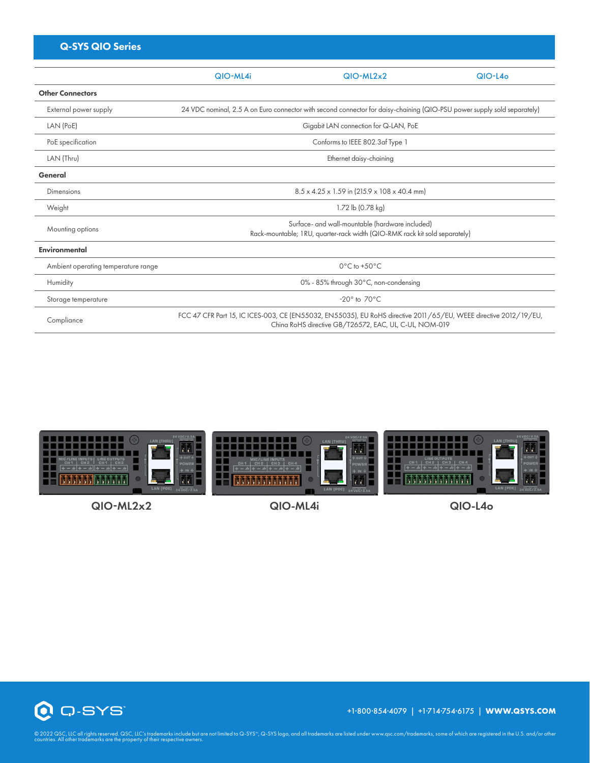## Q-SYS QIO Series

| | QIO-ML4i | QIO-ML2x2 | QIO-L4o |
|---|---|---|---|
| **Other Connectors** | | | |
| External power supply | 24 VDC nominal, 2.5 A on Euro connector with second connector for daisy-chaining (QIO-PSU power supply sold separately) | | |
| LAN (PoE) | Gigabit LAN connection for Q-LAN, PoE | | |
| PoE specification | Conforms to IEEE 802.3af Type 1 | | |
| LAN (Thru) | Ethernet daisy-chaining | | |
| **General** | | | |
| Dimensions | 8.5 x 4.25 x 1.59 in (215.9 x 108 x 40.4 mm) | | |
| Weight | 1.72 lb (0.78 kg) | | |
| Mounting options | Surface- and wall-mountable (hardware included)<br>Rack-mountable; 1RU, quarter-rack width (QIO-RMK rack kit sold separately) | | |
| **Environmental** | | | |
| Ambient operating temperature range | 0°C to +50°C | | |
| Humidity | 0% - 85% through 30°C, non-condensing | | |
| Storage temperature | -20° to 70°C | | |
| Compliance | FCC 47 CFR Part 15, IC ICES-003, CE (EN55032, EN55035), EU RoHS directive 2011/65/EU, WEEE directive 2012/19/EU, China RoHS directive GB/T26572, EAC, UL, C-UL, NOM-019 | | |

QIO-ML2x2

QIO-ML4i

QIO-L4o

+1-800-854-4079 | +1-714-754-6175 | **WWW.QSYS.COM**

© 2022 QSC, LLC all rights reserved. QSC, LLC's trademarks include but are not limited to Q-SYS™, Q-SYS logo, and all trademarks are listed under www.qsc.com/trademarks, some of which are registered in the U.S. and/or other countries. All other trademarks are the property of their respective owners.